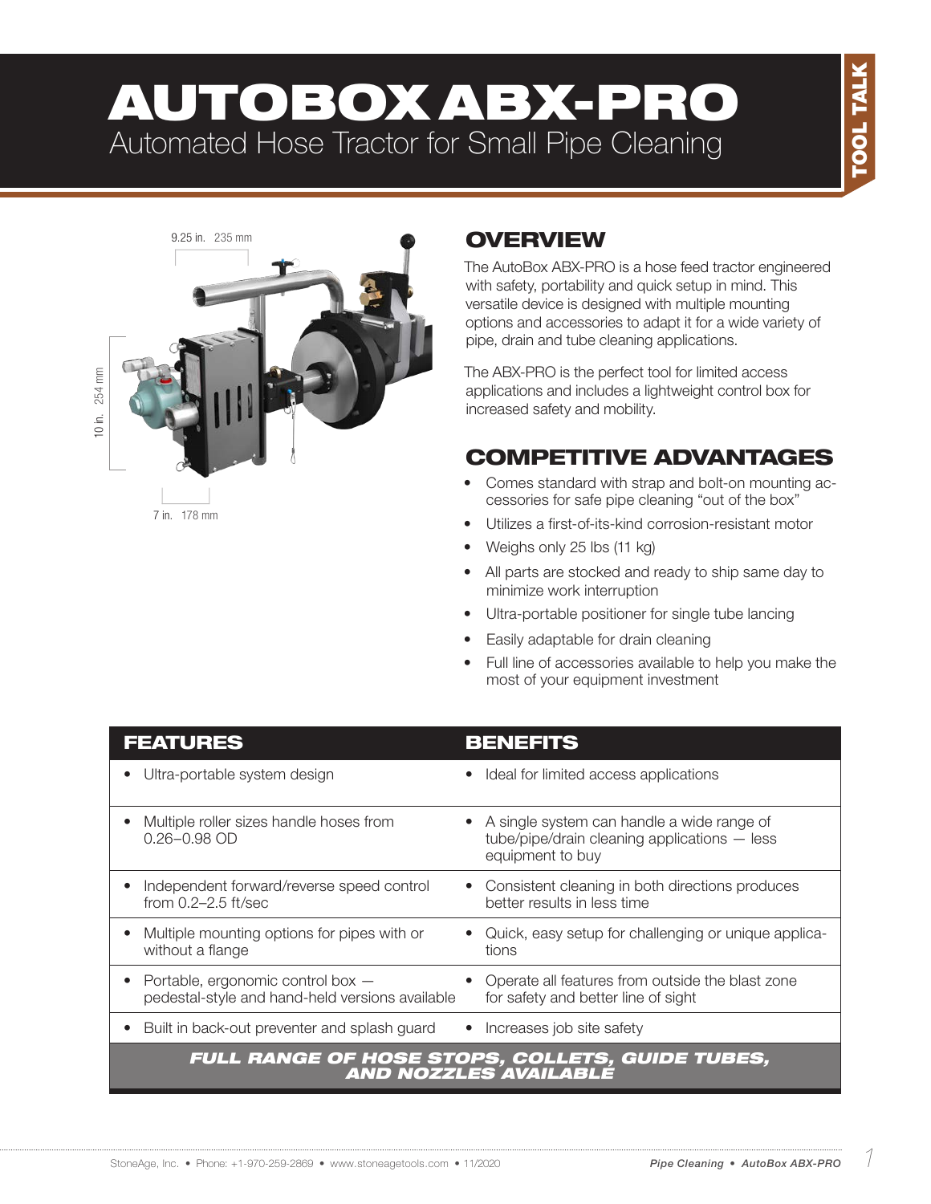# AUTOBOX ABX-PRO

Automated Hose Tractor for Small Pipe Cleaning

TOOL TALK

9.25 in. 235 mm

10 in. 254 mm

7 in. 178 mm

## OVERVIEW

The AutoBox ABX-PRO is a hose feed tractor engineered with safety, portability and quick setup in mind. This versatile device is designed with multiple mounting options and accessories to adapt it for a wide variety of pipe, drain and tube cleaning applications.

The ABX-PRO is the perfect tool for limited access applications and includes a lightweight control box for increased safety and mobility.

## COMPETITIVE ADVANTAGES

- Comes standard with strap and bolt-on mounting accessories for safe pipe cleaning "out of the box"
- Utilizes a first-of-its-kind corrosion-resistant motor
- Weighs only 25 lbs (11 kg)
- All parts are stocked and ready to ship same day to minimize work interruption
- Ultra-portable positioner for single tube lancing
- Easily adaptable for drain cleaning
- Full line of accessories available to help you make the most of your equipment investment

| FEATURES | BENEFITS |
|---|---|
| • Ultra-portable system design | • Ideal for limited access applications |
| • Multiple roller sizes handle hoses from 0.26–0.98 OD | • A single system can handle a wide range of tube/pipe/drain cleaning applications — less equipment to buy |
| • Independent forward/reverse speed control from 0.2–2.5 ft/sec | • Consistent cleaning in both directions produces better results in less time |
| • Multiple mounting options for pipes with or without a flange | • Quick, easy setup for challenging or unique applications |
| • Portable, ergonomic control box — pedestal-style and hand-held versions available | • Operate all features from outside the blast zone for safety and better line of sight |
| • Built in back-out preventer and splash guard | • Increases job site safety |

***FULL RANGE OF HOSE STOPS, COLLETS, GUIDE TUBES, AND NOZZLES AVAILABLE***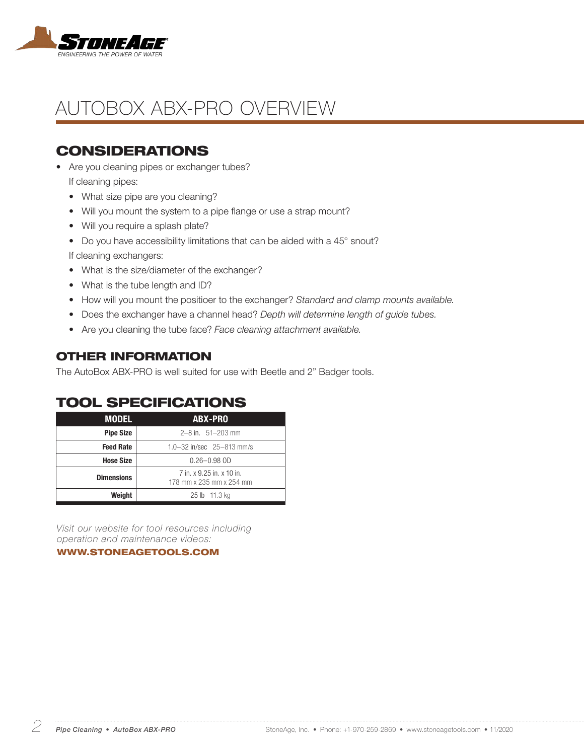# AUTOBOX ABX-PRO OVERVIEW

## CONSIDERATIONS

- Are you cleaning pipes or exchanger tubes?

  If cleaning pipes:

  - What size pipe are you cleaning?
  - Will you mount the system to a pipe flange or use a strap mount?
  - Will you require a splash plate?
  - Do you have accessibility limitations that can be aided with a 45° snout?

  If cleaning exchangers:

  - What is the size/diameter of the exchanger?
  - What is the tube length and ID?
  - How will you mount the positioer to the exchanger? *Standard and clamp mounts available.*
  - Does the exchanger have a channel head? *Depth will determine length of guide tubes.*
  - Are you cleaning the tube face? *Face cleaning attachment available.*

## OTHER INFORMATION

The AutoBox ABX-PRO is well suited for use with Beetle and 2" Badger tools.

## TOOL SPECIFICATIONS

| MODEL | ABX-PRO |
|---|---|
| **Pipe Size** | 2–8 in. 51–203 mm |
| **Feed Rate** | 1.0–32 in/sec 25–813 mm/s |
| **Hose Size** | 0.26–0.98 OD |
| **Dimensions** | 7 in. x 9.25 in. x 10 in.<br>178 mm x 235 mm x 254 mm |
| **Weight** | 25 lb 11.3 kg |

*Visit our website for tool resources including operation and maintenance videos:*

**WWW.STONEAGETOOLS.COM**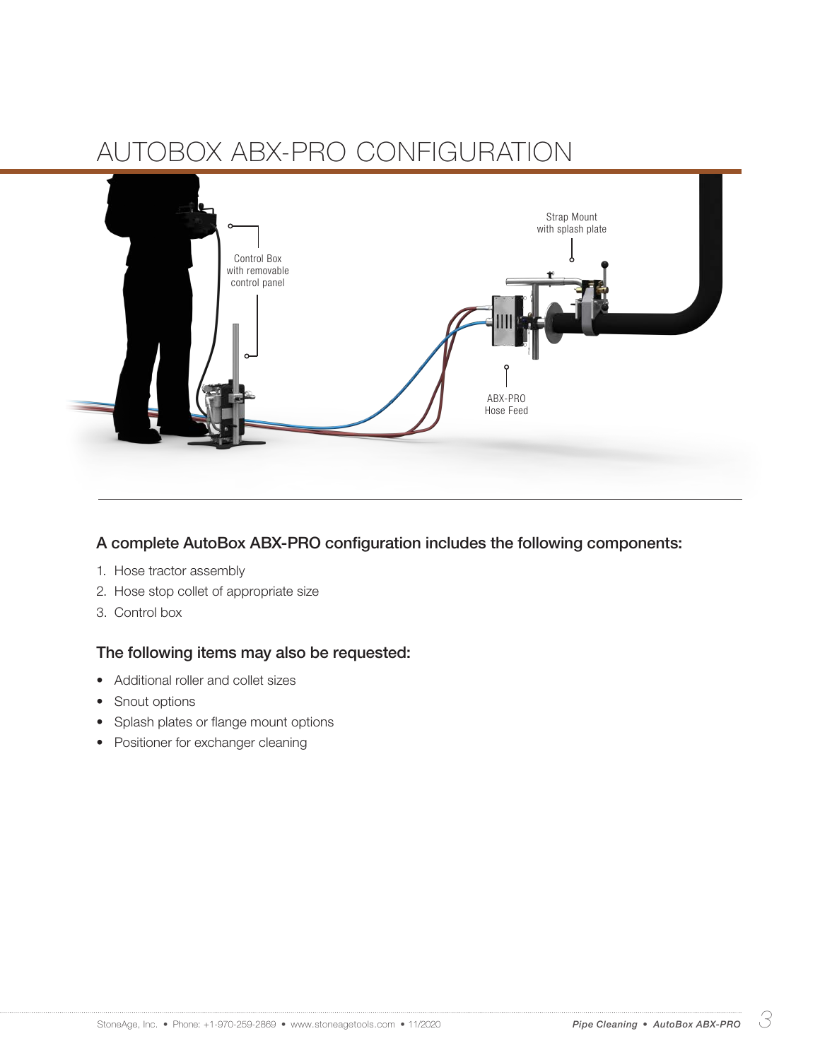# AUTOBOX ABX-PRO CONFIGURATION

Control Box with removable control panel

Strap Mount with splash plate

ABX-PRO Hose Feed

### A complete AutoBox ABX-PRO configuration includes the following components:

1. Hose tractor assembly
2. Hose stop collet of appropriate size
3. Control box

### The following items may also be requested:

- Additional roller and collet sizes
- Snout options
- Splash plates or flange mount options
- Positioner for exchanger cleaning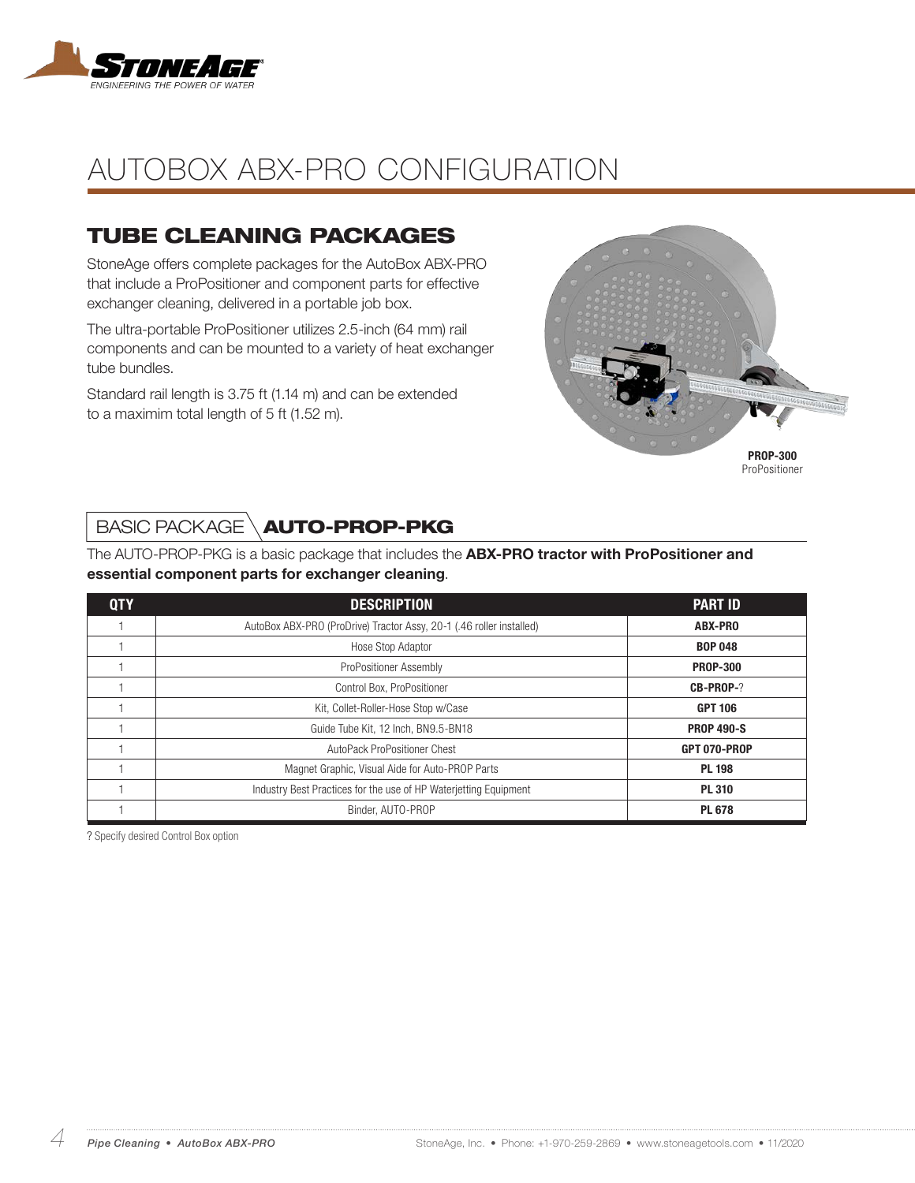# AUTOBOX ABX-PRO CONFIGURATION

## TUBE CLEANING PACKAGES

StoneAge offers complete packages for the AutoBox ABX-PRO that include a ProPositioner and component parts for effective exchanger cleaning, delivered in a portable job box.

The ultra-portable ProPositioner utilizes 2.5-inch (64 mm) rail components and can be mounted to a variety of heat exchanger tube bundles.

Standard rail length is 3.75 ft (1.14 m) and can be extended to a maximim total length of 5 ft (1.52 m).

**PROP-300**
ProPositioner

### BASIC PACKAGE **AUTO-PROP-PKG**

The AUTO-PROP-PKG is a basic package that includes the **ABX-PRO tractor with ProPositioner and essential component parts for exchanger cleaning**.

| QTY | DESCRIPTION | PART ID |
|---|---|---|
| 1 | AutoBox ABX-PRO (ProDrive) Tractor Assy, 20-1 (.46 roller installed) | **ABX-PRO** |
| 1 | Hose Stop Adaptor | **BOP 048** |
| 1 | ProPositioner Assembly | **PROP-300** |
| 1 | Control Box, ProPositioner | **CB-PROP-**? |
| 1 | Kit, Collet-Roller-Hose Stop w/Case | **GPT 106** |
| 1 | Guide Tube Kit, 12 Inch, BN9.5-BN18 | **PROP 490-S** |
| 1 | AutoPack ProPositioner Chest | **GPT 070-PROP** |
| 1 | Magnet Graphic, Visual Aide for Auto-PROP Parts | **PL 198** |
| 1 | Industry Best Practices for the use of HP Waterjetting Equipment | **PL 310** |
| 1 | Binder, AUTO-PROP | **PL 678** |

? Specify desired Control Box option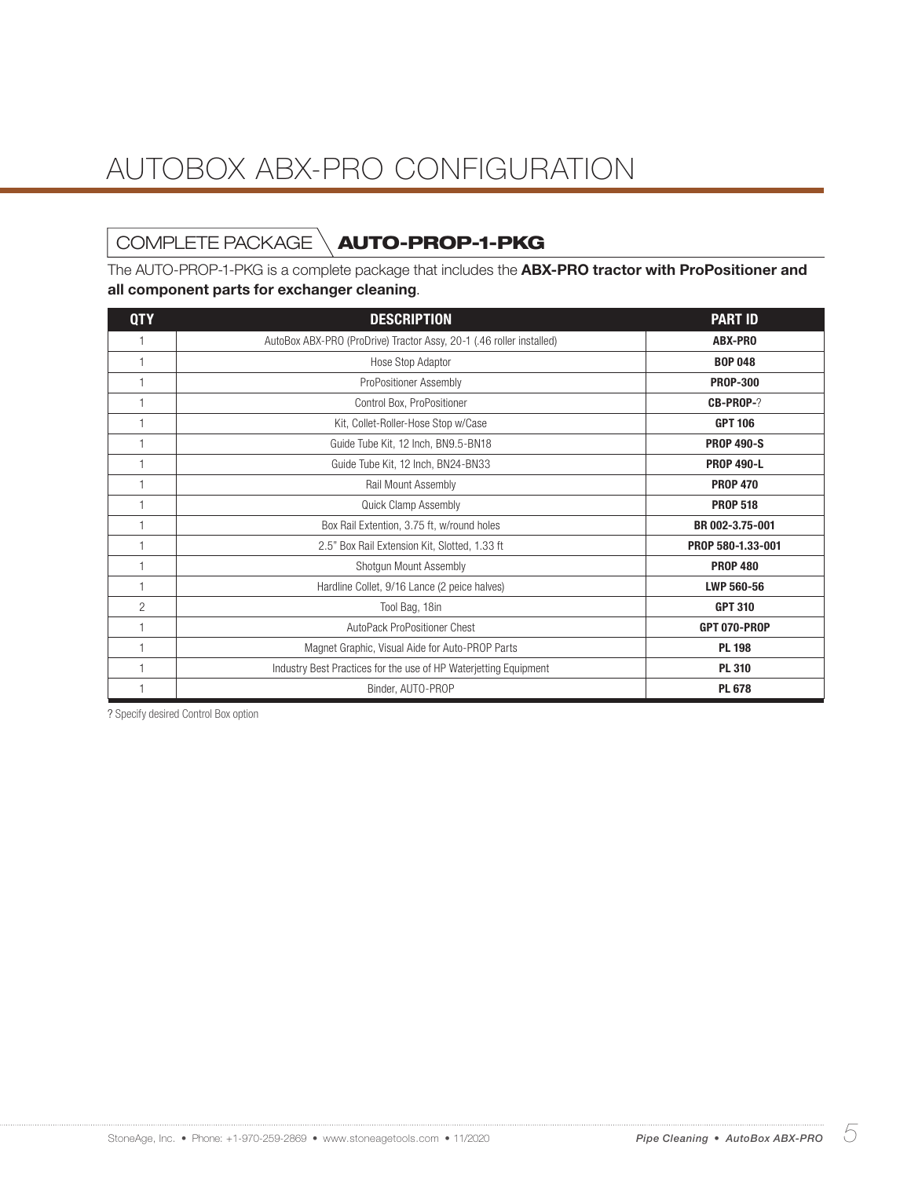# AUTOBOX ABX-PRO CONFIGURATION

## COMPLETE PACKAGE **AUTO-PROP-1-PKG**

The AUTO-PROP-1-PKG is a complete package that includes the **ABX-PRO tractor with ProPositioner and all component parts for exchanger cleaning**.

| QTY | DESCRIPTION | PART ID |
|---|---|---|
| 1 | AutoBox ABX-PRO (ProDrive) Tractor Assy, 20-1 (.46 roller installed) | **ABX-PRO** |
| 1 | Hose Stop Adaptor | **BOP 048** |
| 1 | ProPositioner Assembly | **PROP-300** |
| 1 | Control Box, ProPositioner | **CB-PROP-**? |
| 1 | Kit, Collet-Roller-Hose Stop w/Case | **GPT 106** |
| 1 | Guide Tube Kit, 12 Inch, BN9.5-BN18 | **PROP 490-S** |
| 1 | Guide Tube Kit, 12 Inch, BN24-BN33 | **PROP 490-L** |
| 1 | Rail Mount Assembly | **PROP 470** |
| 1 | Quick Clamp Assembly | **PROP 518** |
| 1 | Box Rail Extention, 3.75 ft, w/round holes | **BR 002-3.75-001** |
| 1 | 2.5" Box Rail Extension Kit, Slotted, 1.33 ft | **PROP 580-1.33-001** |
| 1 | Shotgun Mount Assembly | **PROP 480** |
| 1 | Hardline Collet, 9/16 Lance (2 peice halves) | **LWP 560-56** |
| 2 | Tool Bag, 18in | **GPT 310** |
| 1 | AutoPack ProPositioner Chest | **GPT 070-PROP** |
| 1 | Magnet Graphic, Visual Aide for Auto-PROP Parts | **PL 198** |
| 1 | Industry Best Practices for the use of HP Waterjetting Equipment | **PL 310** |
| 1 | Binder, AUTO-PROP | **PL 678** |

**?** Specify desired Control Box option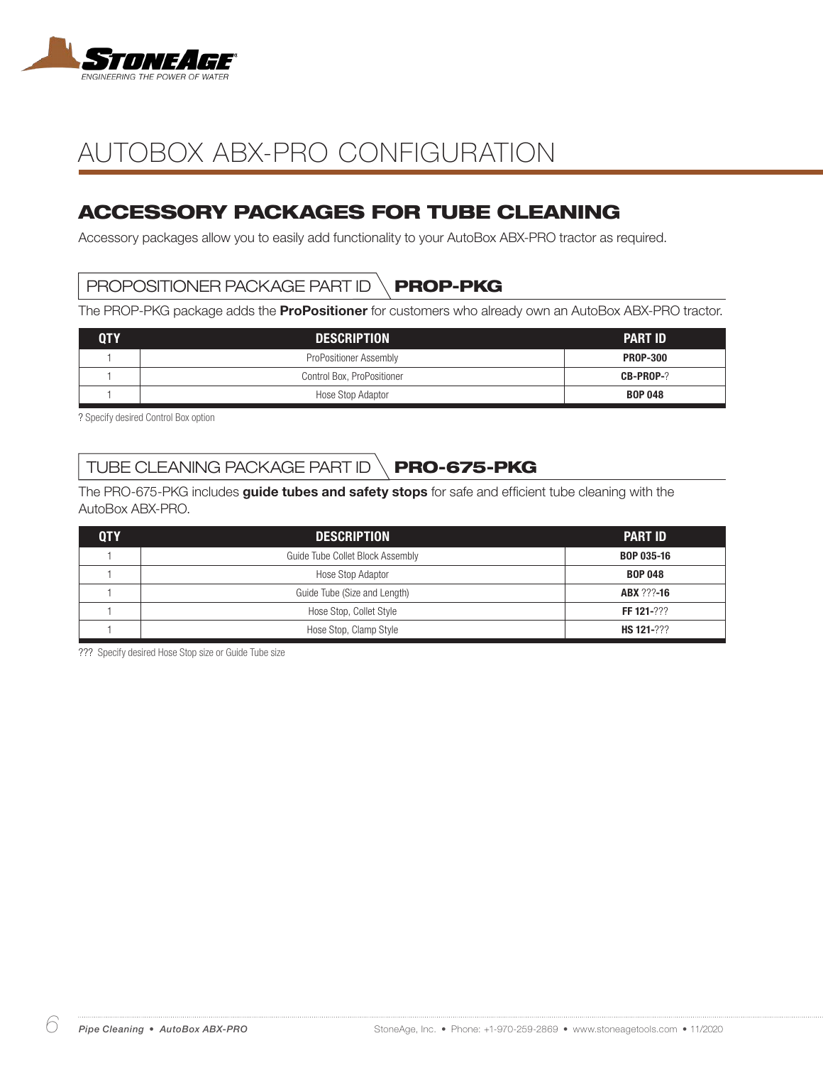# AUTOBOX ABX-PRO CONFIGURATION

## ACCESSORY PACKAGES FOR TUBE CLEANING

Accessory packages allow you to easily add functionality to your AutoBox ABX-PRO tractor as required.

### PROPOSITIONER PACKAGE PART ID **PROP-PKG**

The PROP-PKG package adds the **ProPositioner** for customers who already own an AutoBox ABX-PRO tractor.

| QTY | DESCRIPTION | PART ID |
|---|---|---|
| 1 | ProPositioner Assembly | **PROP-300** |
| 1 | Control Box, ProPositioner | **CB-PROP-**? |
| 1 | Hose Stop Adaptor | **BOP 048** |

? Specify desired Control Box option

### TUBE CLEANING PACKAGE PART ID **PRO-675-PKG**

The PRO-675-PKG includes **guide tubes and safety stops** for safe and efficient tube cleaning with the AutoBox ABX-PRO.

| QTY | DESCRIPTION | PART ID |
|---|---|---|
| 1 | Guide Tube Collet Block Assembly | **BOP 035-16** |
| 1 | Hose Stop Adaptor | **BOP 048** |
| 1 | Guide Tube (Size and Length) | **ABX** ???**-16** |
| 1 | Hose Stop, Collet Style | **FF 121-**??? |
| 1 | Hose Stop, Clamp Style | **HS 121-**??? |

??? Specify desired Hose Stop size or Guide Tube size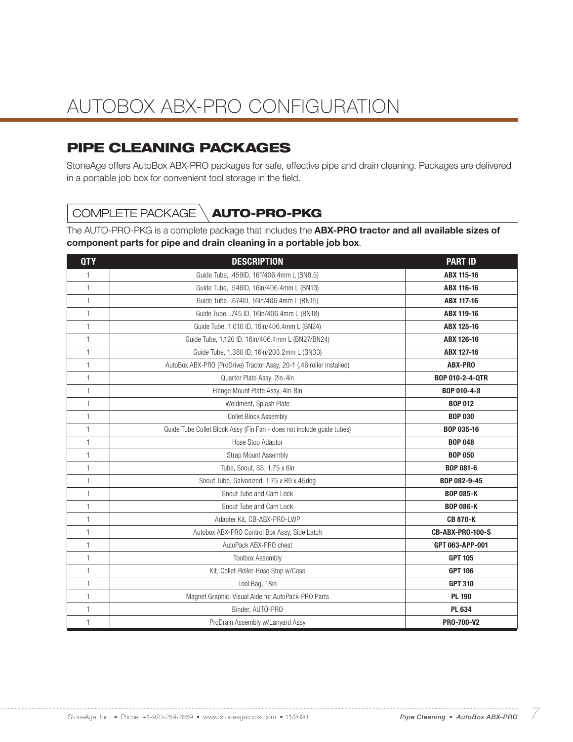# AUTOBOX ABX-PRO CONFIGURATION

## PIPE CLEANING PACKAGES

StoneAge offers AutoBox ABX-PRO packages for safe, effective pipe and drain cleaning. Packages are delivered in a portable job box for convenient tool storage in the field.

### COMPLETE PACKAGE **AUTO-PRO-PKG**

The AUTO-PRO-PKG is a complete package that includes the **ABX-PRO tractor and all available sizes of component parts for pipe and drain cleaning in a portable job box**.

| QTY | DESCRIPTION | PART ID |
|---|---|---|
| 1 | Guide Tube, .459ID, 16"/406.4mm L (BN9.5) | **ABX 115-16** |
| 1 | Guide Tube, .546ID, 16in/406.4mm L (BN13) | **ABX 116-16** |
| 1 | Guide Tube, .674ID, 16in/406.4mm L (BN15) | **ABX 117-16** |
| 1 | Guide Tube, .745 ID, 16in/406.4mm L (BN18) | **ABX 119-16** |
| 1 | Guide Tube, 1.010 ID, 16in/406.4mm L (BN24) | **ABX 125-16** |
| 1 | Guide Tube, 1.120 ID, 16in/406.4mm L (BN27/BN24) | **ABX 126-16** |
| 1 | Guide Tube, 1.380 ID, 16in/203.2mm L (BN33) | **ABX 127-16** |
| 1 | AutoBox ABX-PRO (ProDrive) Tractor Assy, 20-1 (.46 roller installed) | **ABX-PRO** |
| 1 | Quarter Plate Assy, 2in-4in | **BOP 010-2-4-QTR** |
| 1 | Flange Mount Plate Assy, 4in-8in | **BOP 010-4-8** |
| 1 | Weldment, Splash Plate | **BOP 012** |
| 1 | Collet Block Assembly | **BOP 030** |
| 1 | Guide Tube Collet Block Assy (Fin Fan - does not include guide tubes) | **BOP 035-16** |
| 1 | Hose Stop Adaptor | **BOP 048** |
| 1 | Strap Mount Assembly | **BOP 050** |
| 1 | Tube, Snout, SS, 1.75 x 6in | **BOP 081-6** |
| 1 | Snout Tube, Galvanized, 1.75 x R9 x 45deg | **BOP 082-9-45** |
| 1 | Snout Tube and Cam Lock | **BOP 085-K** |
| 1 | Snout Tube and Cam Lock | **BOP 086-K** |
| 1 | Adapter Kit, CB-ABX-PRO-LWP | **CB 870-K** |
| 1 | Autobox ABX-PRO Control Box Assy, Side Latch | **CB-ABX-PRO-100-S** |
| 1 | AutoPack ABX-PRO chest | **GPT 063-APP-001** |
| 1 | Toolbox Assembly | **GPT 105** |
| 1 | Kit, Collet-Roller-Hose Stop w/Case | **GPT 106** |
| 1 | Tool Bag, 18in | **GPT 310** |
| 1 | Magnet Graphic, Visual Aide for AutoPack-PRO Parts | **PL 190** |
| 1 | Binder, AUTO-PRO | **PL 634** |
| 1 | ProDrain Assembly w/Lanyard Assy | **PRO-700-V2** |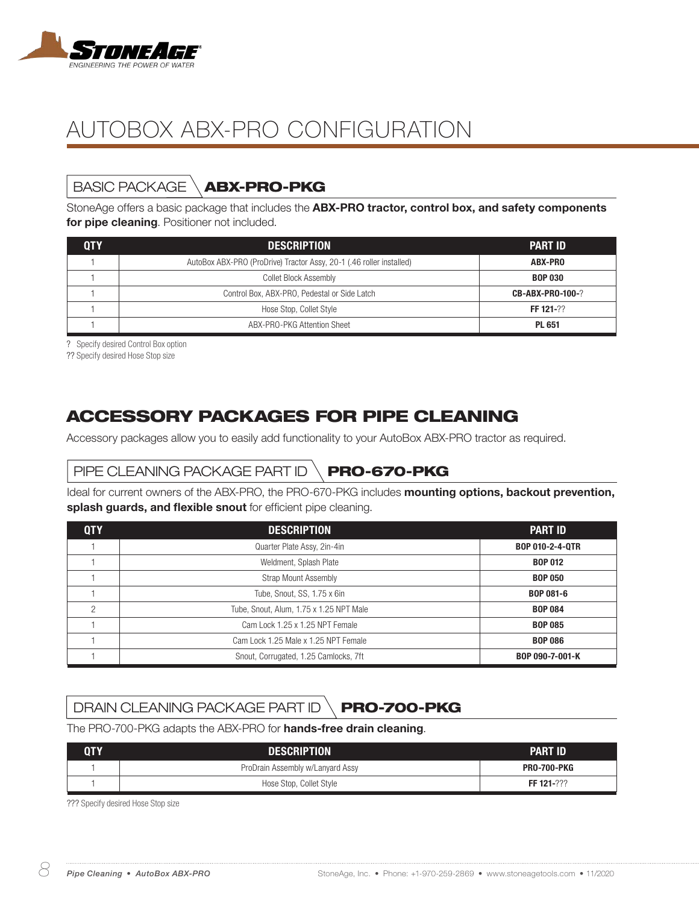# AUTOBOX ABX-PRO CONFIGURATION

## BASIC PACKAGE ABX-PRO-PKG

StoneAge offers a basic package that includes the **ABX-PRO tractor, control box, and safety components for pipe cleaning**. Positioner not included.

| QTY | DESCRIPTION | PART ID |
|---|---|---|
| 1 | AutoBox ABX-PRO (ProDrive) Tractor Assy, 20-1 (.46 roller installed) | **ABX-PRO** |
| 1 | Collet Block Assembly | **BOP 030** |
| 1 | Control Box, ABX-PRO, Pedestal or Side Latch | **CB-ABX-PRO-100-?** |
| 1 | Hose Stop, Collet Style | **FF 121-??** |
| 1 | ABX-PRO-PKG Attention Sheet | **PL 651** |

? Specify desired Control Box option
?? Specify desired Hose Stop size

## ACCESSORY PACKAGES FOR PIPE CLEANING

Accessory packages allow you to easily add functionality to your AutoBox ABX-PRO tractor as required.

### PIPE CLEANING PACKAGE PART ID PRO-670-PKG

Ideal for current owners of the ABX-PRO, the PRO-670-PKG includes **mounting options, backout prevention, splash guards, and flexible snout** for efficient pipe cleaning.

| QTY | DESCRIPTION | PART ID |
|---|---|---|
| 1 | Quarter Plate Assy, 2in-4in | **BOP 010-2-4-QTR** |
| 1 | Weldment, Splash Plate | **BOP 012** |
| 1 | Strap Mount Assembly | **BOP 050** |
| 1 | Tube, Snout, SS, 1.75 x 6in | **BOP 081-6** |
| 2 | Tube, Snout, Alum, 1.75 x 1.25 NPT Male | **BOP 084** |
| 1 | Cam Lock 1.25 x 1.25 NPT Female | **BOP 085** |
| 1 | Cam Lock 1.25 Male x 1.25 NPT Female | **BOP 086** |
| 1 | Snout, Corrugated, 1.25 Camlocks, 7ft | **BOP 090-7-001-K** |

### DRAIN CLEANING PACKAGE PART ID PRO-700-PKG

The PRO-700-PKG adapts the ABX-PRO for **hands-free drain cleaning**.

| QTY | DESCRIPTION | PART ID |
|---|---|---|
| 1 | ProDrain Assembly w/Lanyard Assy | **PRO-700-PKG** |
| 1 | Hose Stop, Collet Style | **FF 121-???** |

??? Specify desired Hose Stop size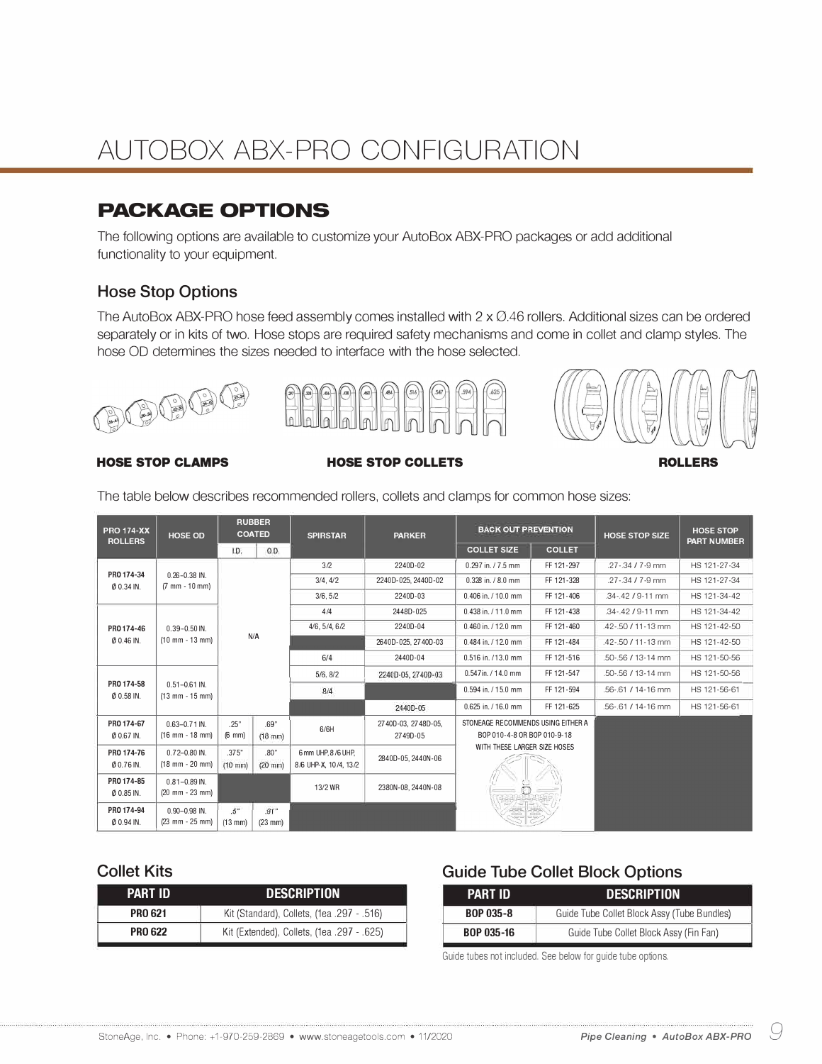# AUTOBOX ABX-PRO CONFIGURATION

## PACKAGE OPTIONS

The following options are available to customize your AutoBox ABX-PRO packages or add additional functionality to your equipment.

### Hose Stop Options

The AutoBox ABX-PRO hose feed assembly comes installed with 2 x Ø.46 rollers. Additional sizes can be ordered separately or in kits of two. Hose stops are required safety mechanisms and come in collet and clamp styles. The hose OD determines the sizes needed to interface with the hose selected.

**HOSE STOP CLAMPS** **HOSE STOP COLLETS** **ROLLERS**

The table below describes recommended rollers, collets and clamps for common hose sizes:

| PRO 174-XX ROLLERS | HOSE OD | RUBBER COATED | | SPIRSTAR | PARKER | BACK OUT PREVENTION | | HOSE STOP SIZE | HOSE STOP PART NUMBER |
|---|---|---|---|---|---|---|---|---|---|
| | | I.D. | O.D. | | | COLLET SIZE | COLLET | | |
| PRO 174-34 Ø 0.34 IN. | 0.26–0.38 IN. (7 mm - 10 mm) | N/A | | 3/2 | 2240D-02 | 0.297 in. / 7.5 mm | FF 121-297 | .27-.34 / 7-9 mm | HS 121-27-34 |
| | | | | 3/4, 4/2 | 2240D-025, 2440D-02 | 0.328 in. / 8.0 mm | FF 121-328 | .27-.34 / 7-9 mm | HS 121-27-34 |
| | | | | 3/6, 5/2 | 2240D-03 | 0.406 in. / 10.0 mm | FF 121-406 | .34-.42 / 9-11 mm | HS 121-34-42 |
| PRO 174-46 Ø 0.46 IN. | 0.39–0.50 IN. (10 mm - 13 mm) | | | 4/4 | 2448D-025 | 0.438 in. / 11.0 mm | FF 121-438 | .34-.42 / 9-11 mm | HS 121-34-42 |
| | | | | 4/6, 5/4, 6/2 | 2240D-04 | 0.460 in. / 12.0 mm | FF 121-460 | .42-.50 / 11-13 mm | HS 121-42-50 |
| | | | | | 2640D-025, 2740D-03 | 0.484 in. / 12.0 mm | FF 121-484 | .42-.50 / 11-13 mm | HS 121-42-50 |
| | | | | 6/4 | 2440D-04 | 0.516 in. / 13.0 mm | FF 121-516 | .50-.56 / 13-14 mm | HS 121-50-56 |
| PRO 174-58 Ø 0.58 IN. | 0.51–0.61 IN. (13 mm - 15 mm) | | | 5/6, 8/2 | 2240D-05, 2740D-03 | 0.547in. / 14.0 mm | FF 121-547 | .50-.56 / 13-14 mm | HS 121-50-56 |
| | | | | 8/4 | | 0.594 in. / 15.0 mm | FF 121-594 | .56-.61 / 14-16 mm | HS 121-56-61 |
| | | | | | 2440D-05 | 0.625 in. / 16.0 mm | FF 121-625 | .56-.61 / 14-16 mm | HS 121-56-61 |
| PRO 174-67 Ø 0.67 IN. | 0.63–0.71 IN. (16 mm - 18 mm) | .25" (6 mm) | .69" (18 mm) | 6/6H | 2740D-03, 2748D-05, 2749D-05 | STONEAGE RECOMMENDS USING EITHER A BOP 010-4-8 OR BOP 010-9-18 WITH THESE LARGER SIZE HOSES | | | |
| PRO 174-76 Ø 0.76 IN. | 0.72–0.80 IN. (18 mm - 20 mm) | .375" (10 mm) | .80" (20 mm) | 6 mm UHP, 8/6 UHP, 8/6 UHP-X, 10/4, 13/2 | 2840D-05, 2440N-06 | | | | |
| PRO 174-85 Ø 0.85 IN. | 0.81–0.89 IN. (20 mm - 23 mm) | | | 13/2 WR | 2380N-08, 2440N-08 | | | | |
| PRO 174-94 Ø 0.94 IN. | 0.90–0.98 IN. (23 mm - 25 mm) | .5" (13 mm) | .91" (23 mm) | | | | | | |

### Collet Kits

| PART ID | DESCRIPTION |
|---|---|
| **PRO 621** | Kit (Standard), Collets, (1ea .297 - .516) |
| **PRO 622** | Kit (Extended), Collets, (1ea .297 - .625) |

### Guide Tube Collet Block Options

| PART ID | DESCRIPTION |
|---|---|
| **BOP 035-8** | Guide Tube Collet Block Assy (Tube Bundles) |
| **BOP 035-16** | Guide Tube Collet Block Assy (Fin Fan) |

Guide tubes not included. See below for guide tube options.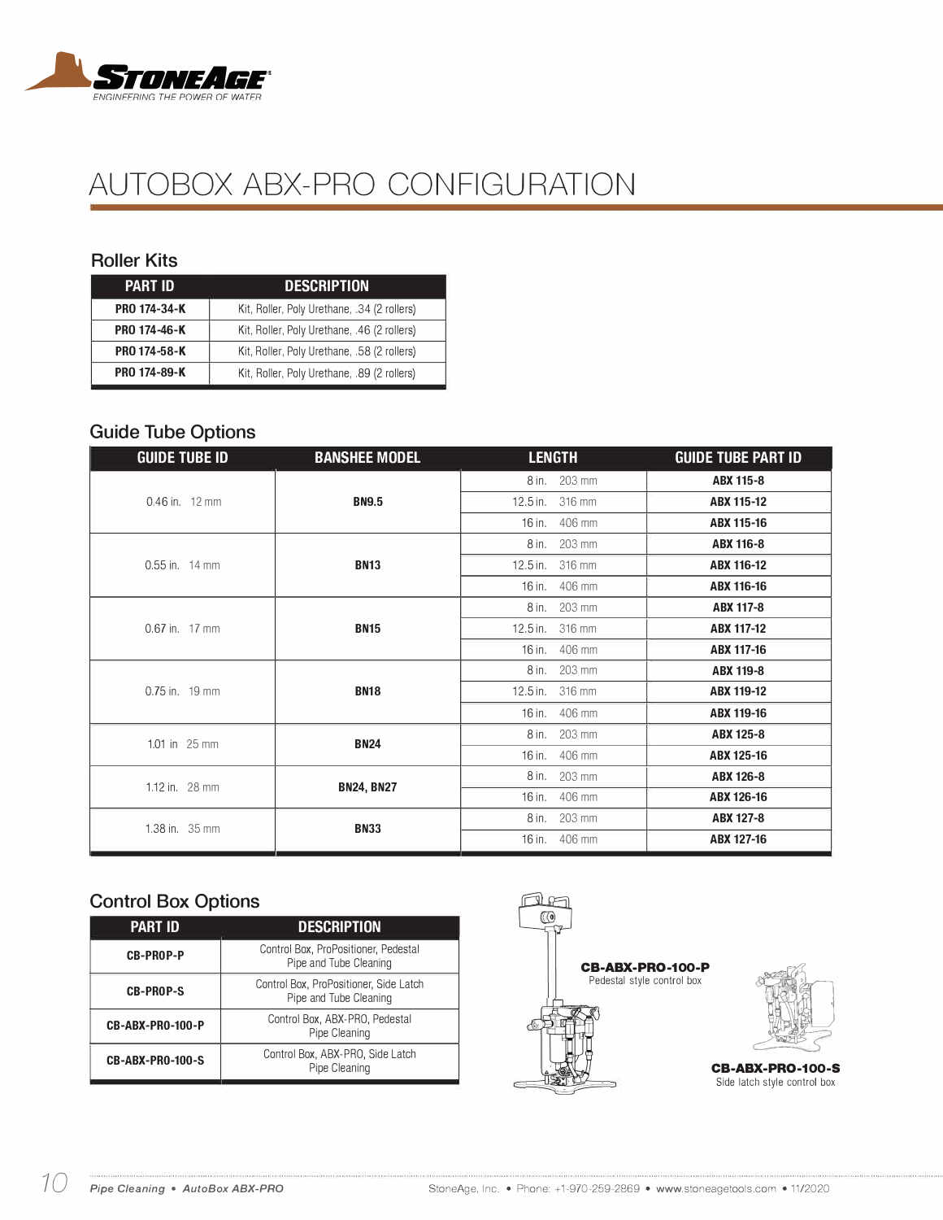# AUTOBOX ABX-PRO CONFIGURATION

## Roller Kits

| PART ID | DESCRIPTION |
|---|---|
| **PRO 174-34-K** | Kit, Roller, Poly Urethane, .34 (2 rollers) |
| **PRO 174-46-K** | Kit, Roller, Poly Urethane, .46 (2 rollers) |
| **PRO 174-58-K** | Kit, Roller, Poly Urethane, .58 (2 rollers) |
| **PRO 174-89-K** | Kit, Roller, Poly Urethane, .89 (2 rollers) |

## Guide Tube Options

| GUIDE TUBE ID | BANSHEE MODEL | LENGTH | GUIDE TUBE PART ID |
|---|---|---|---|
| 0.46 in. 12 mm | **BN9.5** | 8 in. 203 mm | **ABX 115-8** |
| | | 12.5 in. 316 mm | **ABX 115-12** |
| | | 16 in. 406 mm | **ABX 115-16** |
| 0.55 in. 14 mm | **BN13** | 8 in. 203 mm | **ABX 116-8** |
| | | 12.5 in. 316 mm | **ABX 116-12** |
| | | 16 in. 406 mm | **ABX 116-16** |
| 0.67 in. 17 mm | **BN15** | 8 in. 203 mm | **ABX 117-8** |
| | | 12.5 in. 316 mm | **ABX 117-12** |
| | | 16 in. 406 mm | **ABX 117-16** |
| 0.75 in. 19 mm | **BN18** | 8 in. 203 mm | **ABX 119-8** |
| | | 12.5 in. 316 mm | **ABX 119-12** |
| | | 16 in. 406 mm | **ABX 119-16** |
| 1.01 in 25 mm | **BN24** | 8 in. 203 mm | **ABX 125-8** |
| | | 16 in. 406 mm | **ABX 125-16** |
| 1.12 in. 28 mm | **BN24, BN27** | 8 in. 203 mm | **ABX 126-8** |
| | | 16 in. 406 mm | **ABX 126-16** |
| 1.38 in. 35 mm | **BN33** | 8 in. 203 mm | **ABX 127-8** |
| | | 16 in. 406 mm | **ABX 127-16** |

## Control Box Options

| PART ID | DESCRIPTION |
|---|---|
| **CB-PROP-P** | Control Box, ProPositioner, Pedestal Pipe and Tube Cleaning |
| **CB-PROP-S** | Control Box, ProPositioner, Side Latch Pipe and Tube Cleaning |
| **CB-ABX-PRO-100-P** | Control Box, ABX-PRO, Pedestal Pipe Cleaning |
| **CB-ABX-PRO-100-S** | Control Box, ABX-PRO, Side Latch Pipe Cleaning |

**CB-ABX-PRO-100-P**
Pedestal style control box

**CB-ABX-PRO-100-S**
Side latch style control box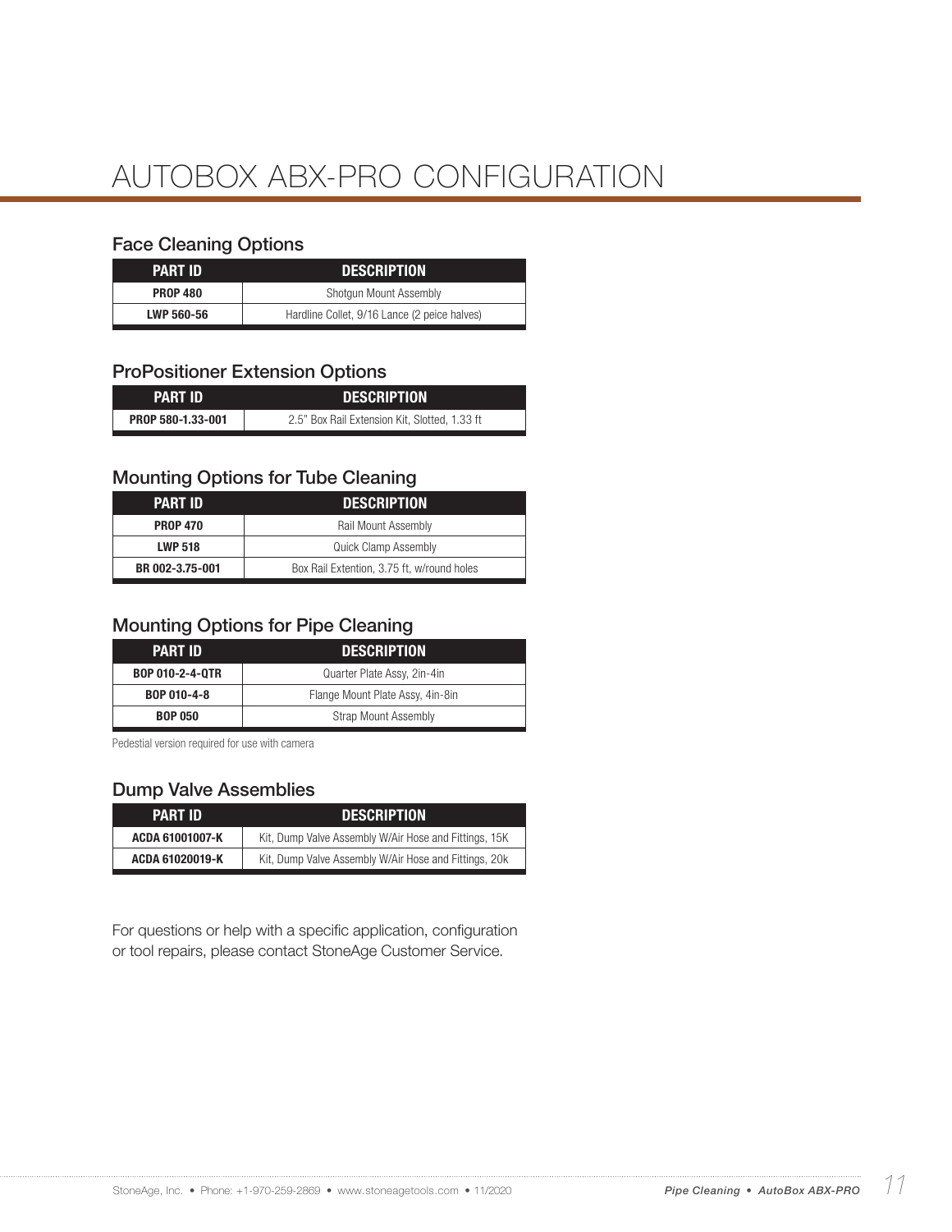# AUTOBOX ABX-PRO CONFIGURATION

## Face Cleaning Options

| PART ID | DESCRIPTION |
|---|---|
| **PROP 480** | Shotgun Mount Assembly |
| **LWP 560-56** | Hardline Collet, 9/16 Lance (2 peice halves) |

## ProPositioner Extension Options

| PART ID | DESCRIPTION |
|---|---|
| **PROP 580-1.33-001** | 2.5" Box Rail Extension Kit, Slotted, 1.33 ft |

## Mounting Options for Tube Cleaning

| PART ID | DESCRIPTION |
|---|---|
| **PROP 470** | Rail Mount Assembly |
| **LWP 518** | Quick Clamp Assembly |
| **BR 002-3.75-001** | Box Rail Extention, 3.75 ft, w/round holes |

## Mounting Options for Pipe Cleaning

| PART ID | DESCRIPTION |
|---|---|
| **BOP 010-2-4-QTR** | Quarter Plate Assy, 2in-4in |
| **BOP 010-4-8** | Flange Mount Plate Assy, 4in-8in |
| **BOP 050** | Strap Mount Assembly |

Pedestial version required for use with camera

## Dump Valve Assemblies

| PART ID | DESCRIPTION |
|---|---|
| **ACDA 61001007-K** | Kit, Dump Valve Assembly W/Air Hose and Fittings, 15K |
| **ACDA 61020019-K** | Kit, Dump Valve Assembly W/Air Hose and Fittings, 20k |

For questions or help with a specific application, configuration or tool repairs, please contact StoneAge Customer Service.